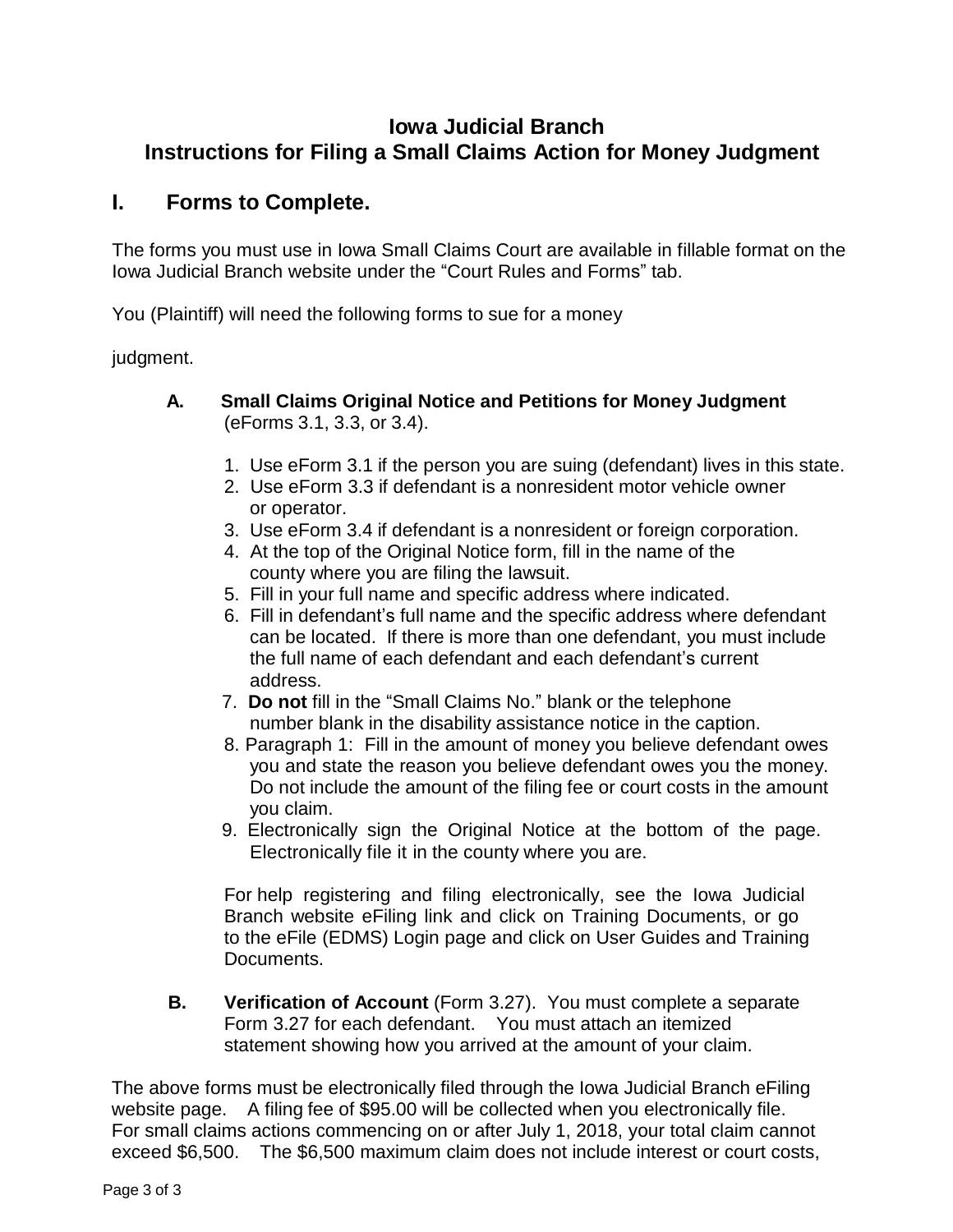# Iowa Judicial Branch
# Instructions for Filing a Small Claims Action for Money Judgment

## I. Forms to Complete.

The forms you must use in Iowa Small Claims Court are available in fillable format on the Iowa Judicial Branch website under the "Court Rules and Forms" tab.

You (Plaintiff) will need the following forms to sue for a money judgment.

**A. Small Claims Original Notice and Petitions for Money Judgment** (eForms 3.1, 3.3, or 3.4).

1. Use eForm 3.1 if the person you are suing (defendant) lives in this state.
2. Use eForm 3.3 if defendant is a nonresident motor vehicle owner or operator.
3. Use eForm 3.4 if defendant is a nonresident or foreign corporation.
4. At the top of the Original Notice form, fill in the name of the county where you are filing the lawsuit.
5. Fill in your full name and specific address where indicated.
6. Fill in defendant's full name and the specific address where defendant can be located. If there is more than one defendant, you must include the full name of each defendant and each defendant's current address.
7. **Do not** fill in the "Small Claims No." blank or the telephone number blank in the disability assistance notice in the caption.
8. Paragraph 1: Fill in the amount of money you believe defendant owes you and state the reason you believe defendant owes you the money. Do not include the amount of the filing fee or court costs in the amount you claim.
9. Electronically sign the Original Notice at the bottom of the page. Electronically file it in the county where you are.

For help registering and filing electronically, see the Iowa Judicial Branch website eFiling link and click on Training Documents, or go to the eFile (EDMS) Login page and click on User Guides and Training Documents.

**B. Verification of Account** (Form 3.27). You must complete a separate Form 3.27 for each defendant. You must attach an itemized statement showing how you arrived at the amount of your claim.

The above forms must be electronically filed through the Iowa Judicial Branch eFiling website page. A filing fee of $95.00 will be collected when you electronically file. For small claims actions commencing on or after July 1, 2018, your total claim cannot exceed $6,500. The $6,500 maximum claim does not include interest or court costs,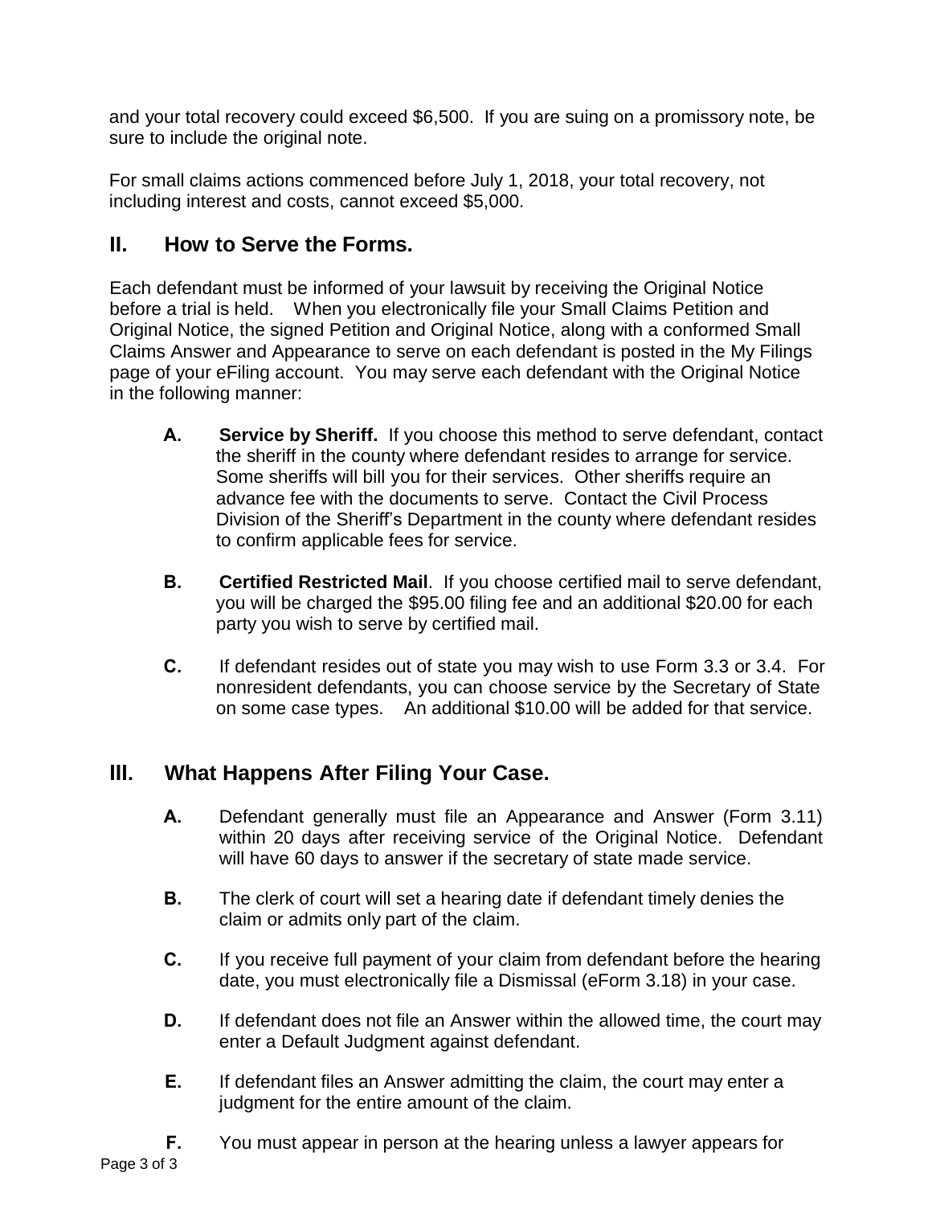and your total recovery could exceed $6,500. If you are suing on a promissory note, be sure to include the original note.

For small claims actions commenced before July 1, 2018, your total recovery, not including interest and costs, cannot exceed $5,000.

## II. How to Serve the Forms.

Each defendant must be informed of your lawsuit by receiving the Original Notice before a trial is held. When you electronically file your Small Claims Petition and Original Notice, the signed Petition and Original Notice, along with a conformed Small Claims Answer and Appearance to serve on each defendant is posted in the My Filings page of your eFiling account. You may serve each defendant with the Original Notice in the following manner:

**A. Service by Sheriff.** If you choose this method to serve defendant, contact the sheriff in the county where defendant resides to arrange for service. Some sheriffs will bill you for their services. Other sheriffs require an advance fee with the documents to serve. Contact the Civil Process Division of the Sheriff's Department in the county where defendant resides to confirm applicable fees for service.

**B. Certified Restricted Mail**. If you choose certified mail to serve defendant, you will be charged the $95.00 filing fee and an additional $20.00 for each party you wish to serve by certified mail.

**C.** If defendant resides out of state you may wish to use Form 3.3 or 3.4. For nonresident defendants, you can choose service by the Secretary of State on some case types. An additional $10.00 will be added for that service.

## III. What Happens After Filing Your Case.

**A.** Defendant generally must file an Appearance and Answer (Form 3.11) within 20 days after receiving service of the Original Notice. Defendant will have 60 days to answer if the secretary of state made service.

**B.** The clerk of court will set a hearing date if defendant timely denies the claim or admits only part of the claim.

**C.** If you receive full payment of your claim from defendant before the hearing date, you must electronically file a Dismissal (eForm 3.18) in your case.

**D.** If defendant does not file an Answer within the allowed time, the court may enter a Default Judgment against defendant.

**E.** If defendant files an Answer admitting the claim, the court may enter a judgment for the entire amount of the claim.

**F.** You must appear in person at the hearing unless a lawyer appears for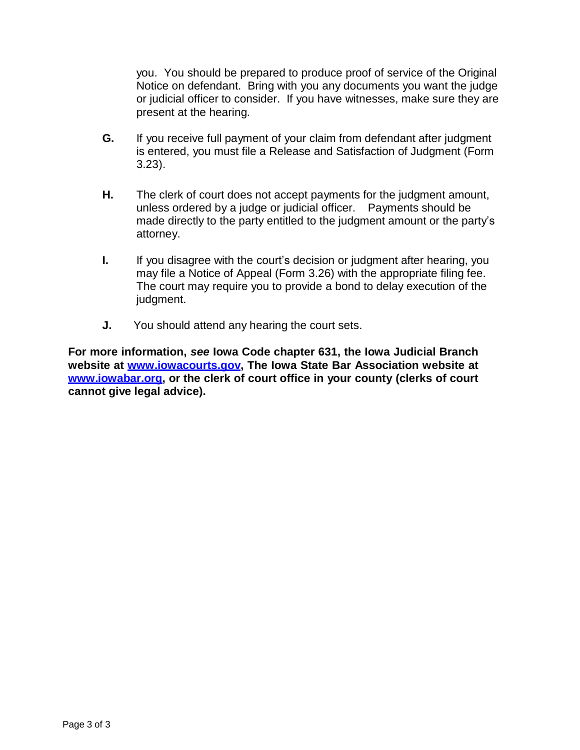you. You should be prepared to produce proof of service of the Original Notice on defendant. Bring with you any documents you want the judge or judicial officer to consider. If you have witnesses, make sure they are present at the hearing.

**G.** If you receive full payment of your claim from defendant after judgment is entered, you must file a Release and Satisfaction of Judgment (Form 3.23).

**H.** The clerk of court does not accept payments for the judgment amount, unless ordered by a judge or judicial officer. Payments should be made directly to the party entitled to the judgment amount or the party's attorney.

**I.** If you disagree with the court's decision or judgment after hearing, you may file a Notice of Appeal (Form 3.26) with the appropriate filing fee. The court may require you to provide a bond to delay execution of the judgment.

**J.** You should attend any hearing the court sets.

**For more information, *see* Iowa Code chapter 631, the Iowa Judicial Branch website at [www.iowacourts.gov](www.iowacourts.gov), The Iowa State Bar Association website at [www.iowabar.org](www.iowabar.org), or the clerk of court office in your county (clerks of court cannot give legal advice).**